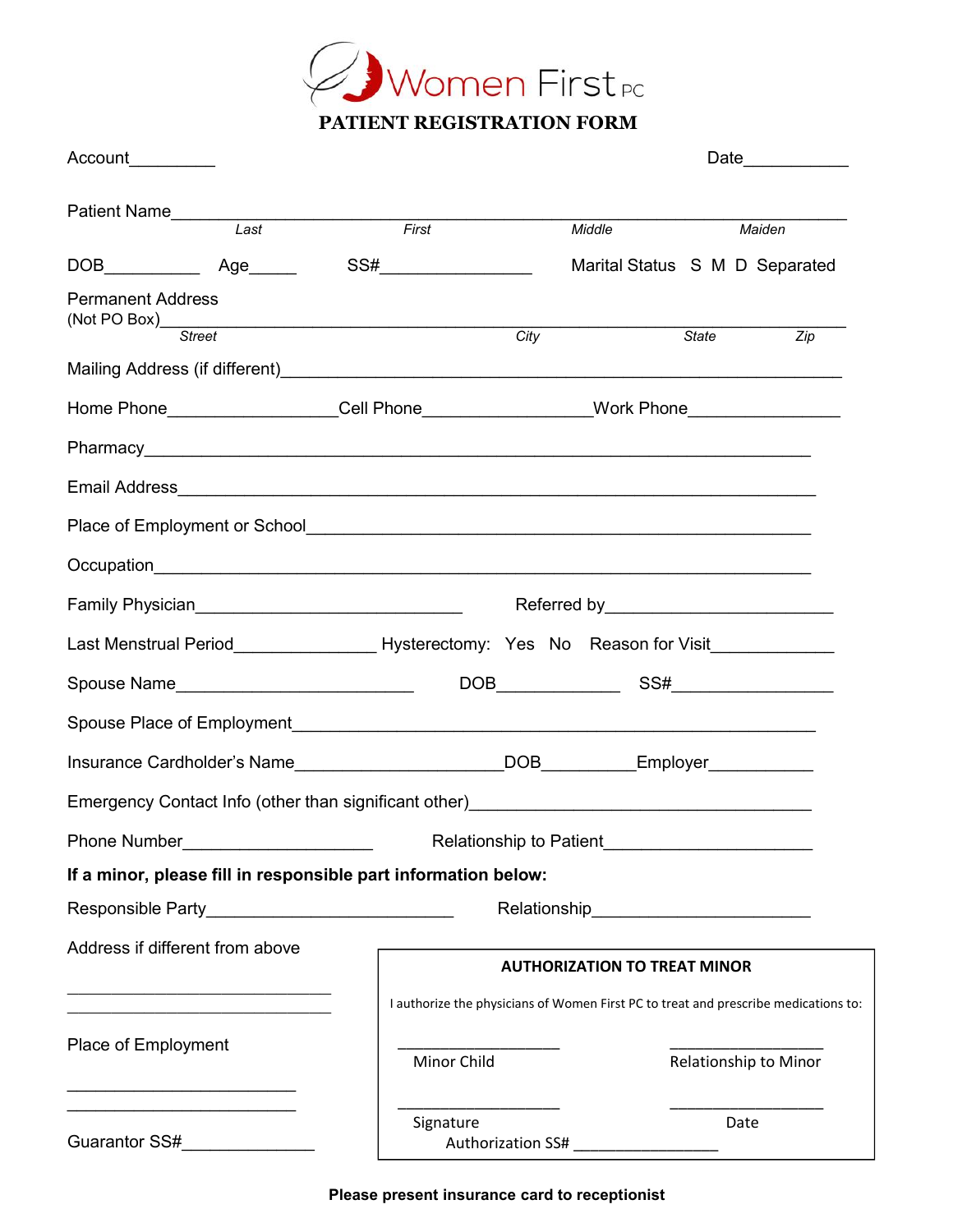# Women First PC

## PATIENT REGISTRATION FORM

Account_________ Date___________

Patient Name_______________________________________________________________
*Last* *First* *Middle* *Maiden*

DOB__________ Age_____ SS#________________ Marital Status S M D Separated

Permanent Address
(Not PO Box)________________________________________________________________
*Street* *City* *State* *Zip*

Mailing Address (if different)_____________________________________________________

Home Phone_________________Cell Phone_________________Work Phone________________

Pharmacy__________________________________________________________________

Email Address______________________________________________________________

Place of Employment or School_______________________________________________

Occupation________________________________________________________________

Family Physician____________________________ Referred by________________________

Last Menstrual Period_______________ Hysterectomy: Yes No Reason for Visit_____________

Spouse Name_________________________ DOB_____________ SS#_________________

Spouse Place of Employment__________________________________________________

Insurance Cardholder's Name_____________________DOB_________Employer___________

Emergency Contact Info (other than significant other)_____________________________________

Phone Number___________________ Relationship to Patient_____________________

**If a minor, please fill in responsible part information below:**

Responsible Party__________________________ Relationship______________________

Address if different from above

_____________________________
_____________________________

Place of Employment

_________________________
_________________________

Guarantor SS#______________

**AUTHORIZATION TO TREAT MINOR**

I authorize the physicians of Women First PC to treat and prescribe medications to:

__________________ Minor Child __________________ Relationship to Minor

__________________ Signature __________________ Date

Authorization SS# ________________

**Please present insurance card to receptionist**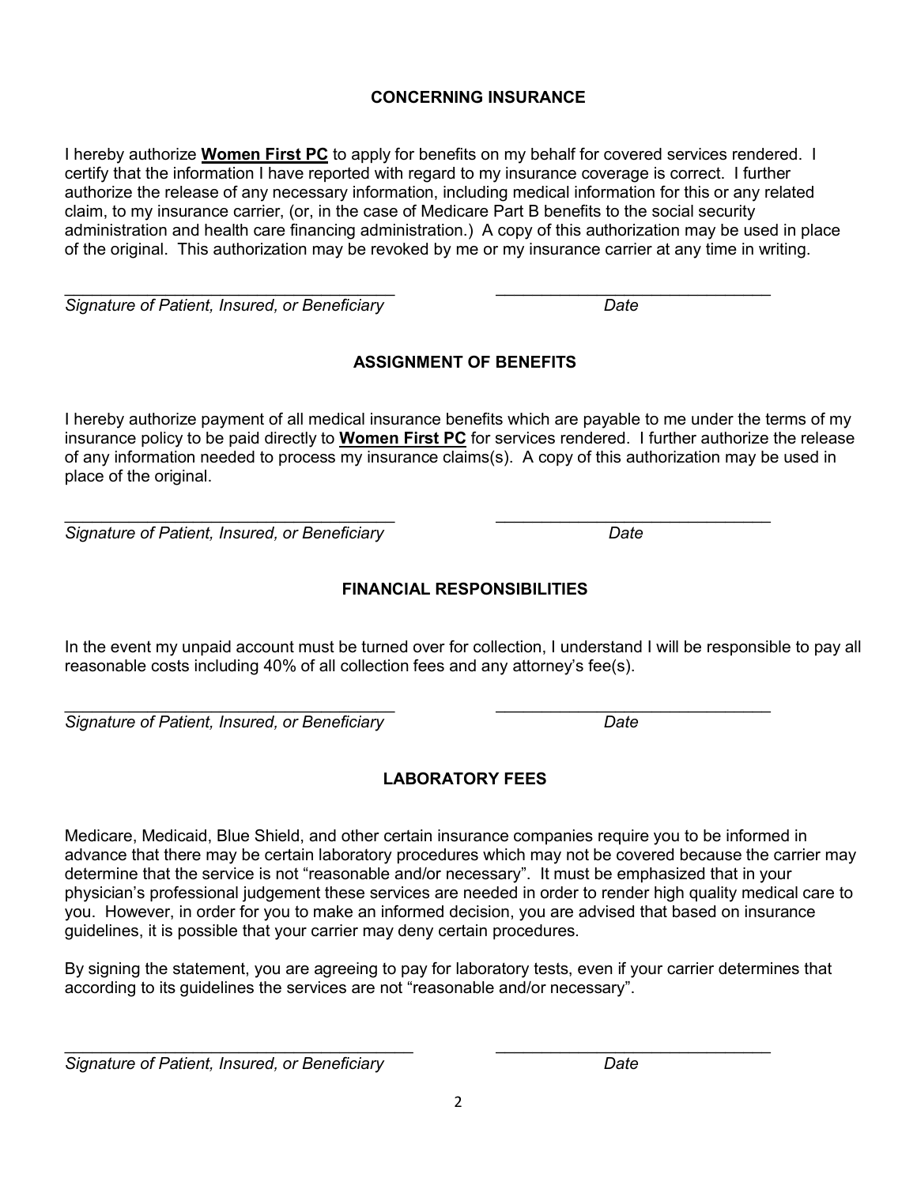## CONCERNING INSURANCE

I hereby authorize **Women First PC** to apply for benefits on my behalf for covered services rendered. I certify that the information I have reported with regard to my insurance coverage is correct. I further authorize the release of any necessary information, including medical information for this or any related claim, to my insurance carrier, (or, in the case of Medicare Part B benefits to the social security administration and health care financing administration.) A copy of this authorization may be used in place of the original. This authorization may be revoked by me or my insurance carrier at any time in writing.

_____________________________________ _______________________________

*Signature of Patient, Insured, or Beneficiary* *Date*

## ASSIGNMENT OF BENEFITS

I hereby authorize payment of all medical insurance benefits which are payable to me under the terms of my insurance policy to be paid directly to **Women First PC** for services rendered. I further authorize the release of any information needed to process my insurance claims(s). A copy of this authorization may be used in place of the original.

_____________________________________ _______________________________

*Signature of Patient, Insured, or Beneficiary* *Date*

## FINANCIAL RESPONSIBILITIES

In the event my unpaid account must be turned over for collection, I understand I will be responsible to pay all reasonable costs including 40% of all collection fees and any attorney's fee(s).

_____________________________________ _______________________________

*Signature of Patient, Insured, or Beneficiary* *Date*

## LABORATORY FEES

Medicare, Medicaid, Blue Shield, and other certain insurance companies require you to be informed in advance that there may be certain laboratory procedures which may not be covered because the carrier may determine that the service is not "reasonable and/or necessary". It must be emphasized that in your physician's professional judgement these services are needed in order to render high quality medical care to you. However, in order for you to make an informed decision, you are advised that based on insurance guidelines, it is possible that your carrier may deny certain procedures.

By signing the statement, you are agreeing to pay for laboratory tests, even if your carrier determines that according to its guidelines the services are not "reasonable and/or necessary".

_____________________________________ _______________________________

*Signature of Patient, Insured, or Beneficiary* *Date*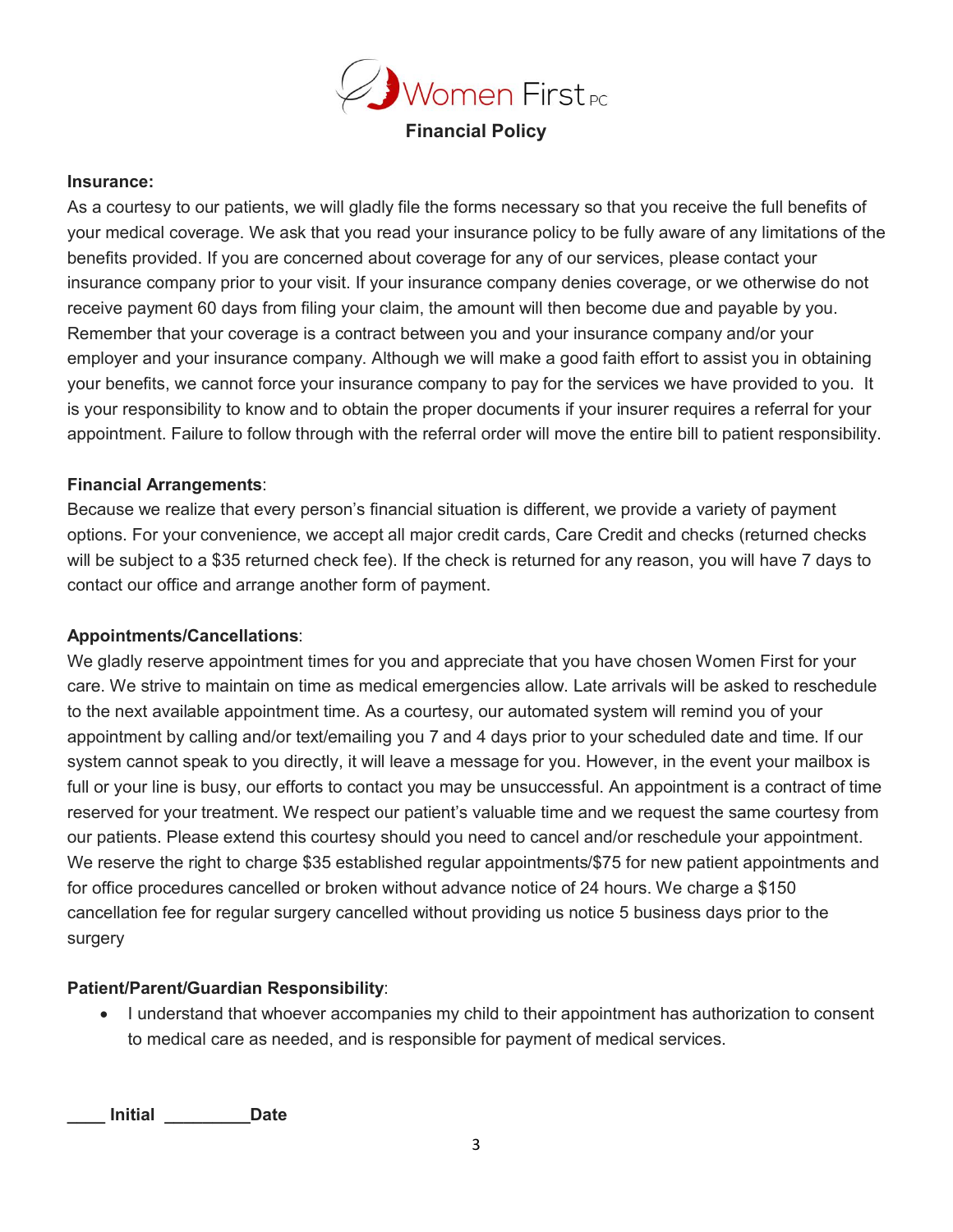Women First PC

## Financial Policy

**Insurance:**

As a courtesy to our patients, we will gladly file the forms necessary so that you receive the full benefits of your medical coverage. We ask that you read your insurance policy to be fully aware of any limitations of the benefits provided. If you are concerned about coverage for any of our services, please contact your insurance company prior to your visit. If your insurance company denies coverage, or we otherwise do not receive payment 60 days from filing your claim, the amount will then become due and payable by you. Remember that your coverage is a contract between you and your insurance company and/or your employer and your insurance company. Although we will make a good faith effort to assist you in obtaining your benefits, we cannot force your insurance company to pay for the services we have provided to you. It is your responsibility to know and to obtain the proper documents if your insurer requires a referral for your appointment. Failure to follow through with the referral order will move the entire bill to patient responsibility.

**Financial Arrangements**:

Because we realize that every person's financial situation is different, we provide a variety of payment options. For your convenience, we accept all major credit cards, Care Credit and checks (returned checks will be subject to a $35 returned check fee). If the check is returned for any reason, you will have 7 days to contact our office and arrange another form of payment.

**Appointments/Cancellations**:

We gladly reserve appointment times for you and appreciate that you have chosen Women First for your care. We strive to maintain on time as medical emergencies allow. Late arrivals will be asked to reschedule to the next available appointment time. As a courtesy, our automated system will remind you of your appointment by calling and/or text/emailing you 7 and 4 days prior to your scheduled date and time. If our system cannot speak to you directly, it will leave a message for you. However, in the event your mailbox is full or your line is busy, our efforts to contact you may be unsuccessful. An appointment is a contract of time reserved for your treatment. We respect our patient's valuable time and we request the same courtesy from our patients. Please extend this courtesy should you need to cancel and/or reschedule your appointment. We reserve the right to charge $35 established regular appointments/$75 for new patient appointments and for office procedures cancelled or broken without advance notice of 24 hours. We charge a $150 cancellation fee for regular surgery cancelled without providing us notice 5 business days prior to the surgery

**Patient/Parent/Guardian Responsibility**:

- I understand that whoever accompanies my child to their appointment has authorization to consent to medical care as needed, and is responsible for payment of medical services.

**____ Initial _________Date**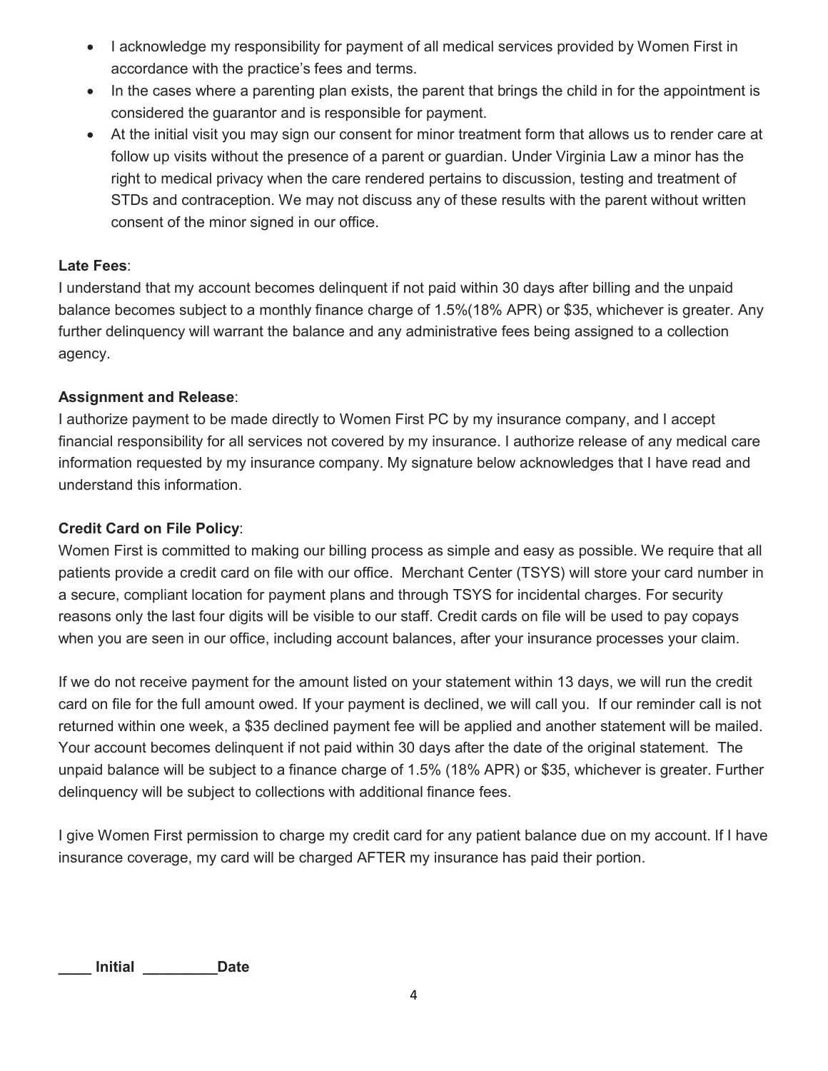- I acknowledge my responsibility for payment of all medical services provided by Women First in accordance with the practice's fees and terms.
- In the cases where a parenting plan exists, the parent that brings the child in for the appointment is considered the guarantor and is responsible for payment.
- At the initial visit you may sign our consent for minor treatment form that allows us to render care at follow up visits without the presence of a parent or guardian. Under Virginia Law a minor has the right to medical privacy when the care rendered pertains to discussion, testing and treatment of STDs and contraception. We may not discuss any of these results with the parent without written consent of the minor signed in our office.

**Late Fees**:
I understand that my account becomes delinquent if not paid within 30 days after billing and the unpaid balance becomes subject to a monthly finance charge of 1.5%(18% APR) or $35, whichever is greater. Any further delinquency will warrant the balance and any administrative fees being assigned to a collection agency.

**Assignment and Release**:
I authorize payment to be made directly to Women First PC by my insurance company, and I accept financial responsibility for all services not covered by my insurance. I authorize release of any medical care information requested by my insurance company. My signature below acknowledges that I have read and understand this information.

**Credit Card on File Policy**:
Women First is committed to making our billing process as simple and easy as possible. We require that all patients provide a credit card on file with our office. Merchant Center (TSYS) will store your card number in a secure, compliant location for payment plans and through TSYS for incidental charges. For security reasons only the last four digits will be visible to our staff. Credit cards on file will be used to pay copays when you are seen in our office, including account balances, after your insurance processes your claim.

If we do not receive payment for the amount listed on your statement within 13 days, we will run the credit card on file for the full amount owed. If your payment is declined, we will call you. If our reminder call is not returned within one week, a $35 declined payment fee will be applied and another statement will be mailed. Your account becomes delinquent if not paid within 30 days after the date of the original statement. The unpaid balance will be subject to a finance charge of 1.5% (18% APR) or $35, whichever is greater. Further delinquency will be subject to collections with additional finance fees.

I give Women First permission to charge my credit card for any patient balance due on my account. If I have insurance coverage, my card will be charged AFTER my insurance has paid their portion.

**____ Initial _________Date**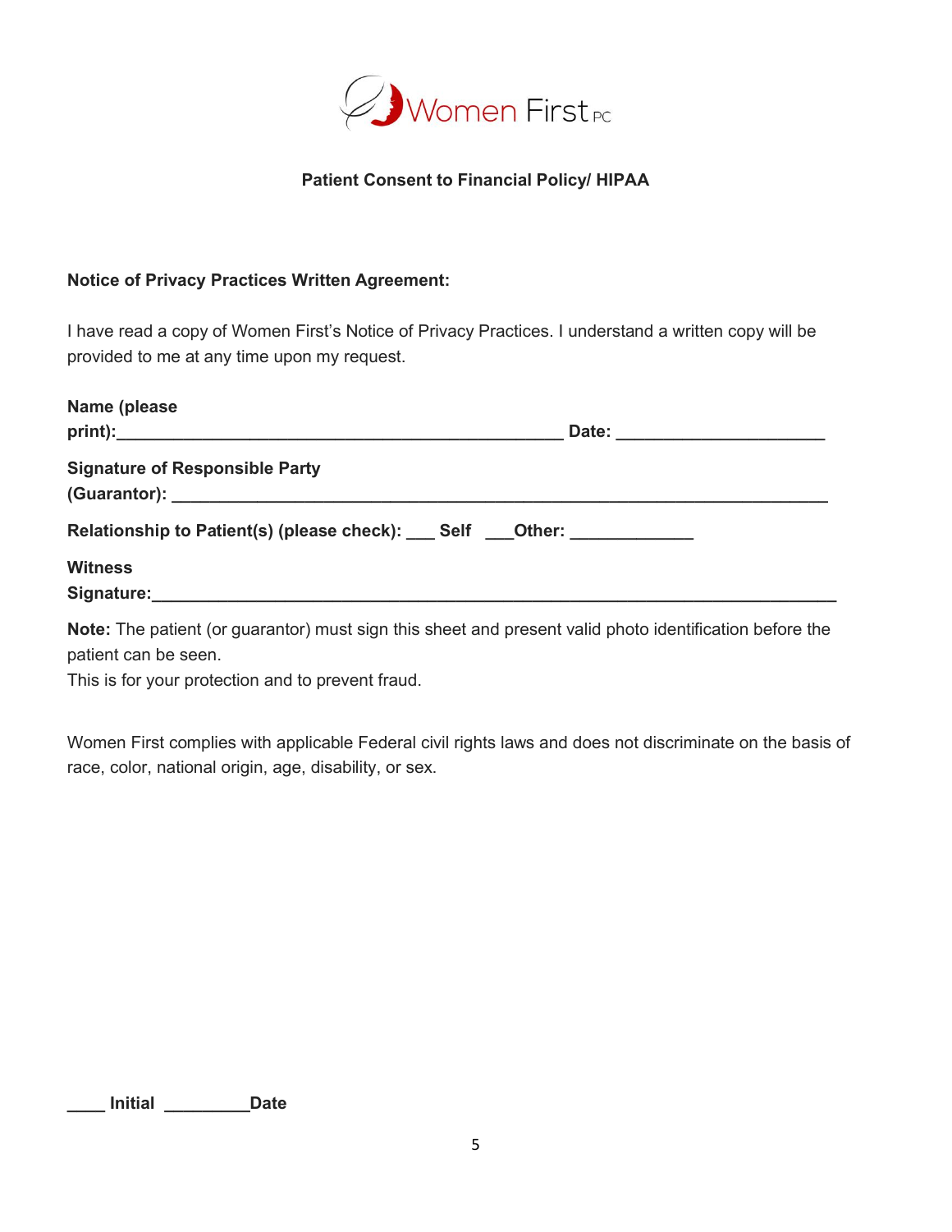Women First PC

**Patient Consent to Financial Policy/ HIPAA**

**Notice of Privacy Practices Written Agreement:**

I have read a copy of Women First's Notice of Privacy Practices. I understand a written copy will be provided to me at any time upon my request.

**Name (please print):**_______________________________________________ **Date:** ______________________

**Signature of Responsible Party (Guarantor):** ______________________________________________________________________

**Relationship to Patient(s) (please check):** ___ **Self** ___**Other:** _____________

**Witness Signature:**______________________________________________________________________

**Note:** The patient (or guarantor) must sign this sheet and present valid photo identification before the patient can be seen.
This is for your protection and to prevent fraud.

Women First complies with applicable Federal civil rights laws and does not discriminate on the basis of race, color, national origin, age, disability, or sex.

____ **Initial** _________**Date**